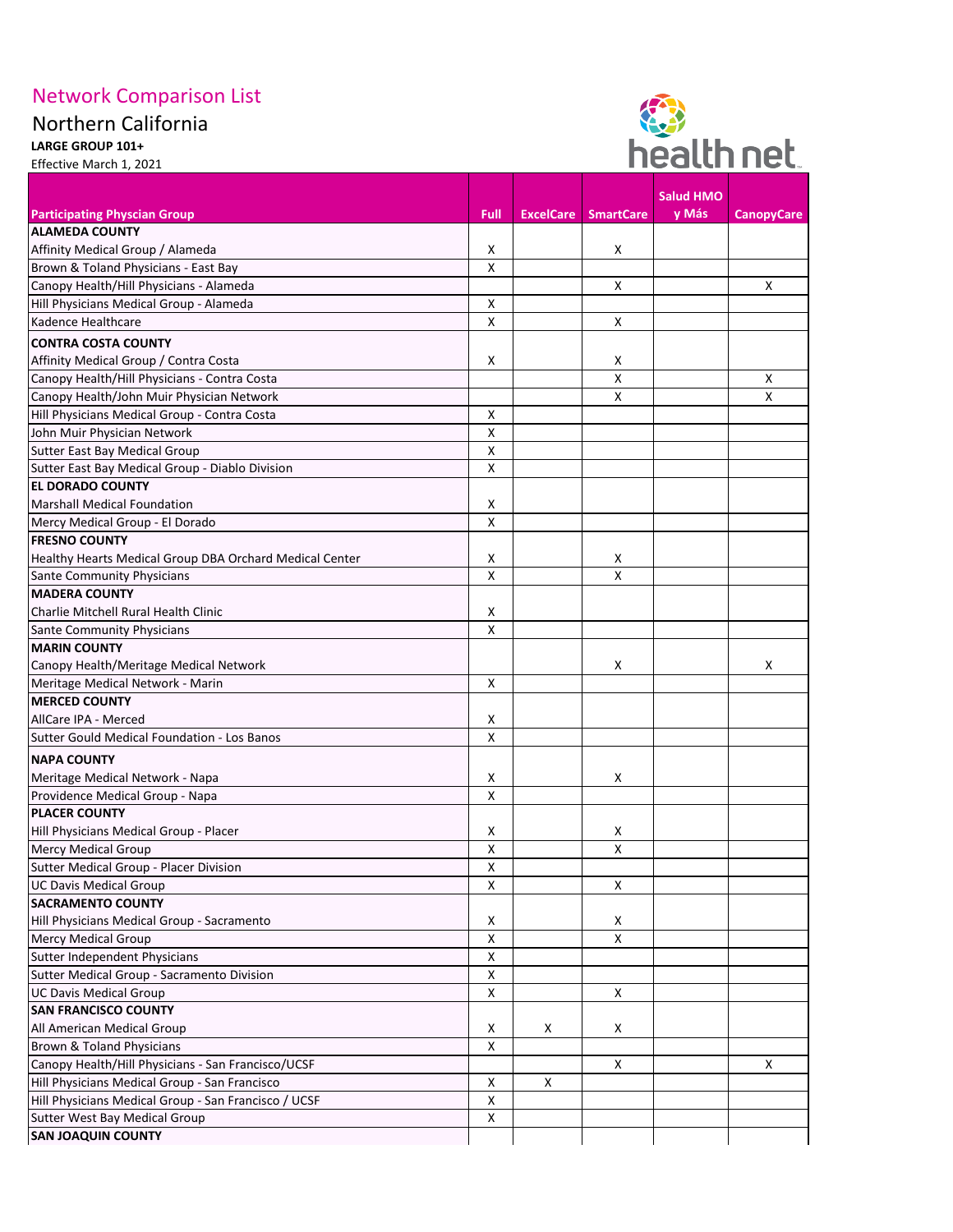# Network Comparison List

## Northern California

**LARGE GROUP 101+**

Effective March 1, 2021

| Participating Physcian Group | Full | ExcelCare | SmartCare | Salud HMO y Más | CanopyCare |
|---|---|---|---|---|---|
| **ALAMEDA COUNTY** | | | | | |
| Affinity Medical Group / Alameda | X | | X | | |
| Brown & Toland Physicians - East Bay | X | | | | |
| Canopy Health/Hill Physicians - Alameda | | | X | | X |
| Hill Physicians Medical Group - Alameda | X | | | | |
| Kadence Healthcare | X | | X | | |
| **CONTRA COSTA COUNTY** | | | | | |
| Affinity Medical Group / Contra Costa | X | | X | | |
| Canopy Health/Hill Physicians - Contra Costa | | | X | | X |
| Canopy Health/John Muir Physician Network | | | X | | X |
| Hill Physicians Medical Group - Contra Costa | X | | | | |
| John Muir Physician Network | X | | | | |
| Sutter East Bay Medical Group | X | | | | |
| Sutter East Bay Medical Group - Diablo Division | X | | | | |
| **EL DORADO COUNTY** | | | | | |
| Marshall Medical Foundation | X | | | | |
| Mercy Medical Group - El Dorado | X | | | | |
| **FRESNO COUNTY** | | | | | |
| Healthy Hearts Medical Group DBA Orchard Medical Center | X | | X | | |
| Sante Community Physicians | X | | X | | |
| **MADERA COUNTY** | | | | | |
| Charlie Mitchell Rural Health Clinic | X | | | | |
| Sante Community Physicians | X | | | | |
| **MARIN COUNTY** | | | | | |
| Canopy Health/Meritage Medical Network | | | X | | X |
| Meritage Medical Network - Marin | X | | | | |
| **MERCED COUNTY** | | | | | |
| AllCare IPA - Merced | X | | | | |
| Sutter Gould Medical Foundation - Los Banos | X | | | | |
| **NAPA COUNTY** | | | | | |
| Meritage Medical Network - Napa | X | | X | | |
| Providence Medical Group - Napa | X | | | | |
| **PLACER COUNTY** | | | | | |
| Hill Physicians Medical Group - Placer | X | | X | | |
| Mercy Medical Group | X | | X | | |
| Sutter Medical Group - Placer Division | X | | | | |
| UC Davis Medical Group | X | | X | | |
| **SACRAMENTO COUNTY** | | | | | |
| Hill Physicians Medical Group - Sacramento | X | | X | | |
| Mercy Medical Group | X | | X | | |
| Sutter Independent Physicians | X | | | | |
| Sutter Medical Group - Sacramento Division | X | | | | |
| UC Davis Medical Group | X | | X | | |
| **SAN FRANCISCO COUNTY** | | | | | |
| All American Medical Group | X | X | X | | |
| Brown & Toland Physicians | X | | | | |
| Canopy Health/Hill Physicians - San Francisco/UCSF | | | X | | X |
| Hill Physicians Medical Group - San Francisco | X | X | | | |
| Hill Physicians Medical Group - San Francisco / UCSF | X | | | | |
| Sutter West Bay Medical Group | X | | | | |
| **SAN JOAQUIN COUNTY** | | | | | |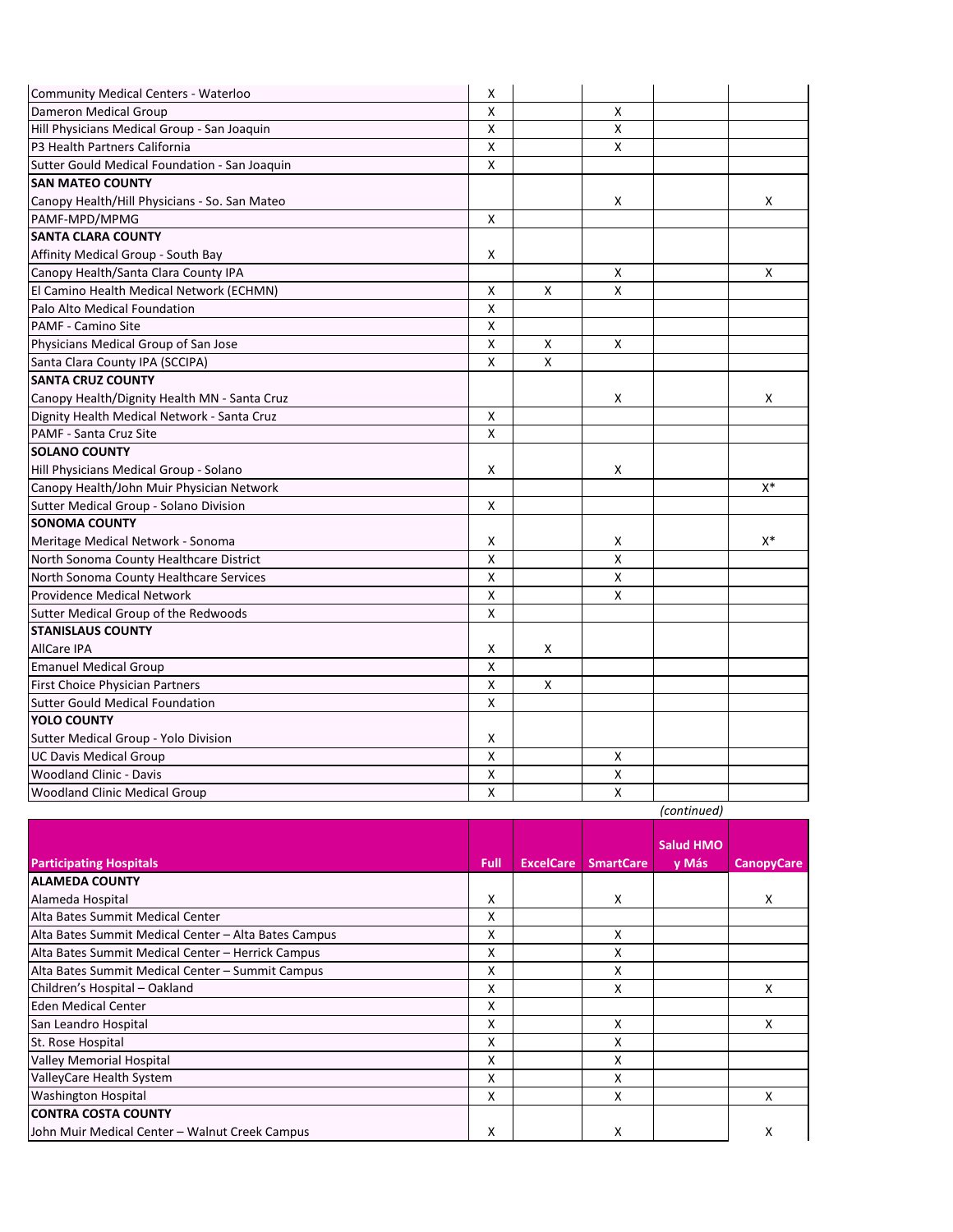| | | | | | |
|---|---|---|---|---|---|
| Community Medical Centers - Waterloo | X | | | | |
| Dameron Medical Group | X | | X | | |
| Hill Physicians Medical Group - San Joaquin | X | | X | | |
| P3 Health Partners California | X | | X | | |
| Sutter Gould Medical Foundation - San Joaquin | X | | | | |
| **SAN MATEO COUNTY** | | | | | |
| Canopy Health/Hill Physicians - So. San Mateo | | | X | | X |
| PAMF-MPD/MPMG | X | | | | |
| **SANTA CLARA COUNTY** | | | | | |
| Affinity Medical Group - South Bay | X | | | | |
| Canopy Health/Santa Clara County IPA | | | X | | X |
| El Camino Health Medical Network (ECHMN) | X | X | X | | |
| Palo Alto Medical Foundation | X | | | | |
| PAMF - Camino Site | X | | | | |
| Physicians Medical Group of San Jose | X | X | X | | |
| Santa Clara County IPA (SCCIPA) | X | X | | | |
| **SANTA CRUZ COUNTY** | | | | | |
| Canopy Health/Dignity Health MN - Santa Cruz | | | X | | X |
| Dignity Health Medical Network - Santa Cruz | X | | | | |
| PAMF - Santa Cruz Site | X | | | | |
| **SOLANO COUNTY** | | | | | |
| Hill Physicians Medical Group - Solano | X | | X | | |
| Canopy Health/John Muir Physician Network | | | | | X* |
| Sutter Medical Group - Solano Division | X | | | | |
| **SONOMA COUNTY** | | | | | |
| Meritage Medical Network - Sonoma | X | | X | | X* |
| North Sonoma County Healthcare District | X | | X | | |
| North Sonoma County Healthcare Services | X | | X | | |
| Providence Medical Network | X | | X | | |
| Sutter Medical Group of the Redwoods | X | | | | |
| **STANISLAUS COUNTY** | | | | | |
| AllCare IPA | X | X | | | |
| Emanuel Medical Group | X | | | | |
| First Choice Physician Partners | X | X | | | |
| Sutter Gould Medical Foundation | X | | | | |
| **YOLO COUNTY** | | | | | |
| Sutter Medical Group - Yolo Division | X | | | | |
| UC Davis Medical Group | X | | X | | |
| Woodland Clinic - Davis | X | | X | | |
| Woodland Clinic Medical Group | X | | X | | |

*(continued)*

| Participating Hospitals | Full | ExcelCare | SmartCare | Salud HMO y Más | CanopyCare |
|---|---|---|---|---|---|
| **ALAMEDA COUNTY** | | | | | |
| Alameda Hospital | X | | X | | X |
| Alta Bates Summit Medical Center | X | | | | |
| Alta Bates Summit Medical Center – Alta Bates Campus | X | | X | | |
| Alta Bates Summit Medical Center – Herrick Campus | X | | X | | |
| Alta Bates Summit Medical Center – Summit Campus | X | | X | | |
| Children's Hospital – Oakland | X | | X | | X |
| Eden Medical Center | X | | | | |
| San Leandro Hospital | X | | X | | X |
| St. Rose Hospital | X | | X | | |
| Valley Memorial Hospital | X | | X | | |
| ValleyCare Health System | X | | X | | |
| Washington Hospital | X | | X | | X |
| **CONTRA COSTA COUNTY** | | | | | |
| John Muir Medical Center – Walnut Creek Campus | X | | X | | X |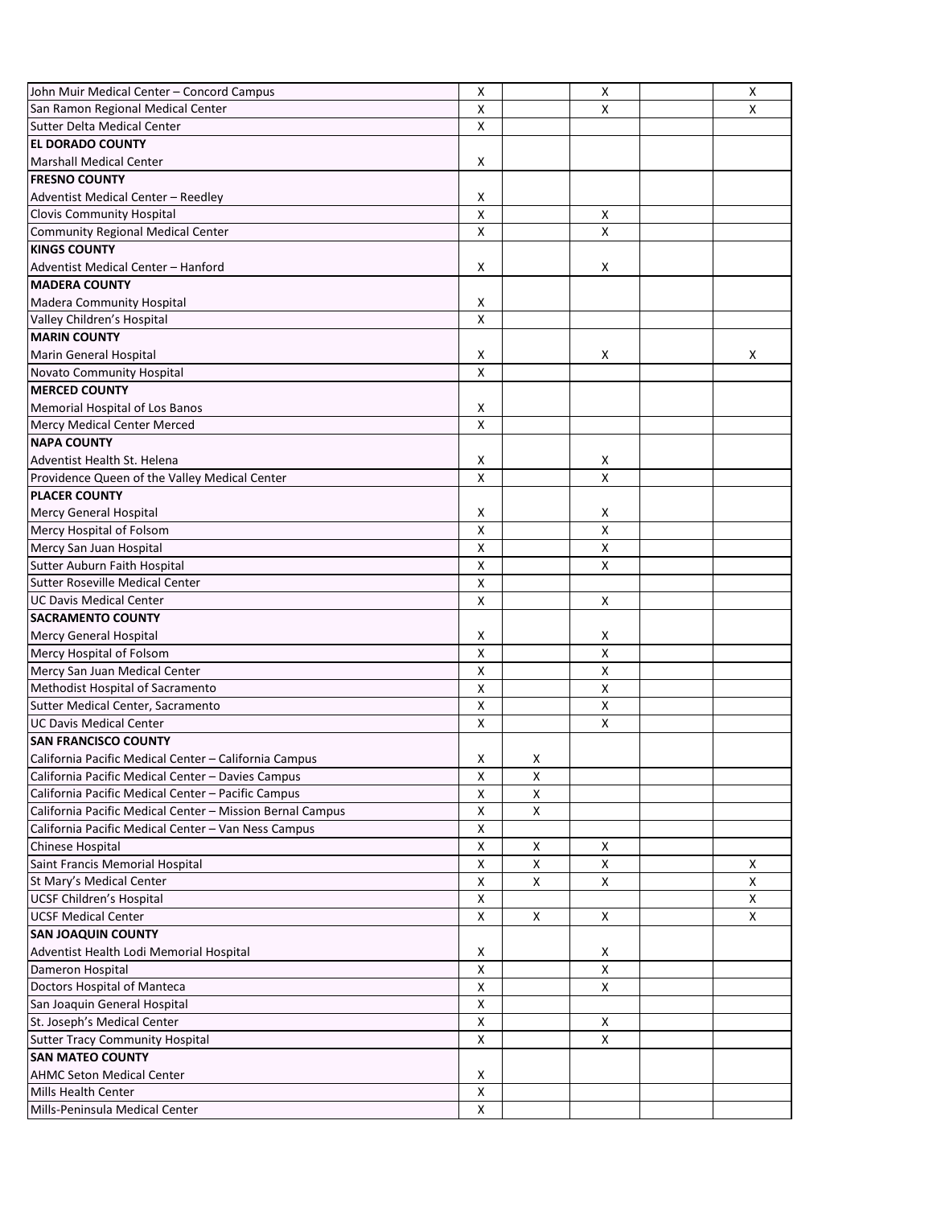| | | | | | |
|---|---|---|---|---|---|
| John Muir Medical Center – Concord Campus | X | | X | | X |
| San Ramon Regional Medical Center | X | | X | | X |
| Sutter Delta Medical Center | X | | | | |
| **EL DORADO COUNTY** | | | | | |
| Marshall Medical Center | X | | | | |
| **FRESNO COUNTY** | | | | | |
| Adventist Medical Center – Reedley | X | | | | |
| Clovis Community Hospital | X | | X | | |
| Community Regional Medical Center | X | | X | | |
| **KINGS COUNTY** | | | | | |
| Adventist Medical Center – Hanford | X | | X | | |
| **MADERA COUNTY** | | | | | |
| Madera Community Hospital | X | | | | |
| Valley Children's Hospital | X | | | | |
| **MARIN COUNTY** | | | | | |
| Marin General Hospital | X | | X | | X |
| Novato Community Hospital | X | | | | |
| **MERCED COUNTY** | | | | | |
| Memorial Hospital of Los Banos | X | | | | |
| Mercy Medical Center Merced | X | | | | |
| **NAPA COUNTY** | | | | | |
| Adventist Health St. Helena | X | | X | | |
| Providence Queen of the Valley Medical Center | X | | X | | |
| **PLACER COUNTY** | | | | | |
| Mercy General Hospital | X | | X | | |
| Mercy Hospital of Folsom | X | | X | | |
| Mercy San Juan Hospital | X | | X | | |
| Sutter Auburn Faith Hospital | X | | X | | |
| Sutter Roseville Medical Center | X | | | | |
| UC Davis Medical Center | X | | X | | |
| **SACRAMENTO COUNTY** | | | | | |
| Mercy General Hospital | X | | X | | |
| Mercy Hospital of Folsom | X | | X | | |
| Mercy San Juan Medical Center | X | | X | | |
| Methodist Hospital of Sacramento | X | | X | | |
| Sutter Medical Center, Sacramento | X | | X | | |
| UC Davis Medical Center | X | | X | | |
| **SAN FRANCISCO COUNTY** | | | | | |
| California Pacific Medical Center – California Campus | X | X | | | |
| California Pacific Medical Center – Davies Campus | X | X | | | |
| California Pacific Medical Center – Pacific Campus | X | X | | | |
| California Pacific Medical Center – Mission Bernal Campus | X | X | | | |
| California Pacific Medical Center – Van Ness Campus | X | | | | |
| Chinese Hospital | X | X | X | | |
| Saint Francis Memorial Hospital | X | X | X | | X |
| St Mary's Medical Center | X | X | X | | X |
| UCSF Children's Hospital | X | | | | X |
| UCSF Medical Center | X | X | X | | X |
| **SAN JOAQUIN COUNTY** | | | | | |
| Adventist Health Lodi Memorial Hospital | X | | X | | |
| Dameron Hospital | X | | X | | |
| Doctors Hospital of Manteca | X | | X | | |
| San Joaquin General Hospital | X | | | | |
| St. Joseph's Medical Center | X | | X | | |
| Sutter Tracy Community Hospital | X | | X | | |
| **SAN MATEO COUNTY** | | | | | |
| AHMC Seton Medical Center | X | | | | |
| Mills Health Center | X | | | | |
| Mills-Peninsula Medical Center | X | | | | |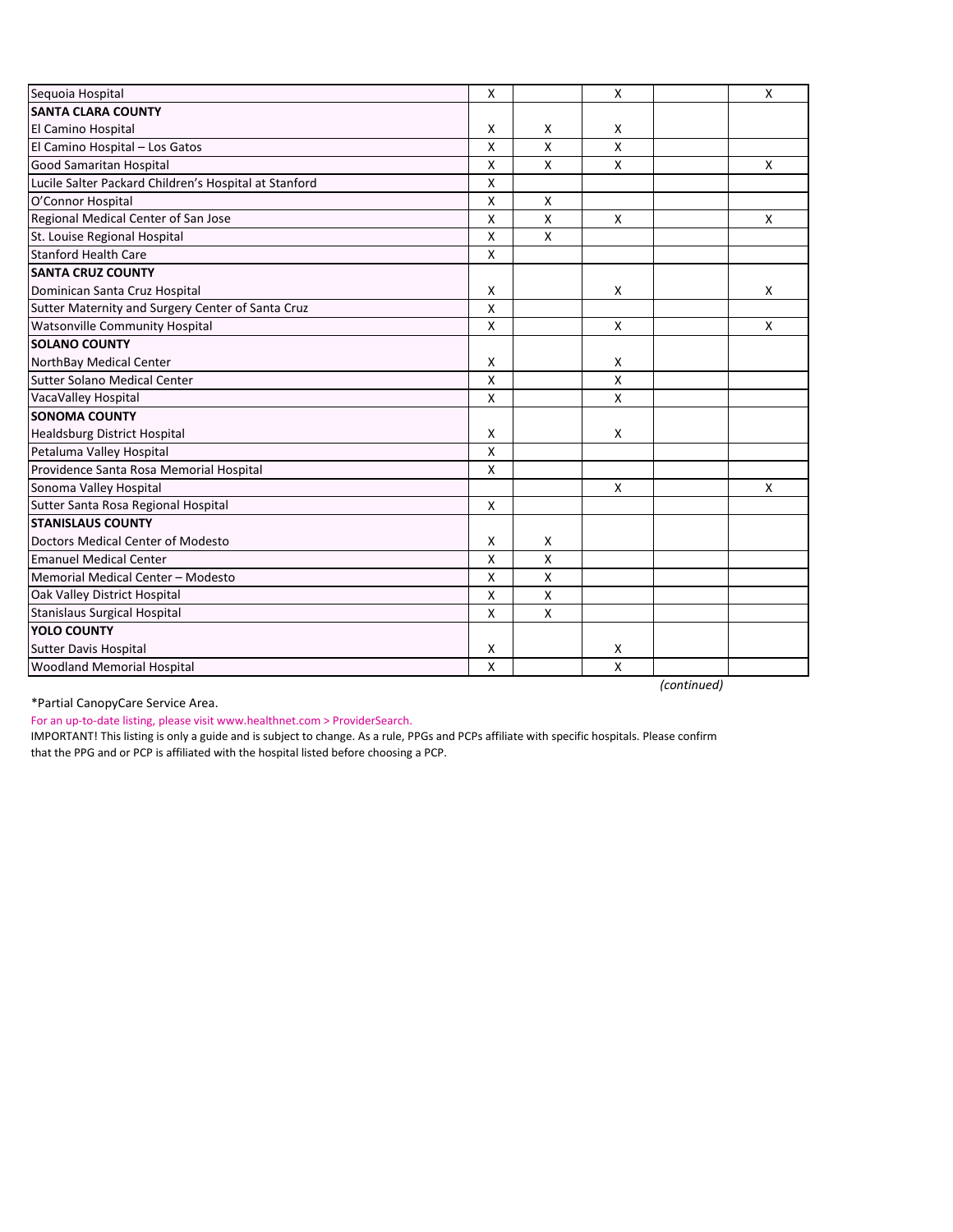| | | | | | |
|---|---|---|---|---|---|
| Sequoia Hospital | X | | X | | X |
| **SANTA CLARA COUNTY** | | | | | |
| El Camino Hospital | X | X | X | | |
| El Camino Hospital – Los Gatos | X | X | X | | |
| Good Samaritan Hospital | X | X | X | | X |
| Lucile Salter Packard Children's Hospital at Stanford | X | | | | |
| O'Connor Hospital | X | X | | | |
| Regional Medical Center of San Jose | X | X | X | | X |
| St. Louise Regional Hospital | X | X | | | |
| Stanford Health Care | X | | | | |
| **SANTA CRUZ COUNTY** | | | | | |
| Dominican Santa Cruz Hospital | X | | X | | X |
| Sutter Maternity and Surgery Center of Santa Cruz | X | | | | |
| Watsonville Community Hospital | X | | X | | X |
| **SOLANO COUNTY** | | | | | |
| NorthBay Medical Center | X | | X | | |
| Sutter Solano Medical Center | X | | X | | |
| VacaValley Hospital | X | | X | | |
| **SONOMA COUNTY** | | | | | |
| Healdsburg District Hospital | X | | X | | |
| Petaluma Valley Hospital | X | | | | |
| Providence Santa Rosa Memorial Hospital | X | | | | |
| Sonoma Valley Hospital | | | X | | X |
| Sutter Santa Rosa Regional Hospital | X | | | | |
| **STANISLAUS COUNTY** | | | | | |
| Doctors Medical Center of Modesto | X | X | | | |
| Emanuel Medical Center | X | X | | | |
| Memorial Medical Center – Modesto | X | X | | | |
| Oak Valley District Hospital | X | X | | | |
| Stanislaus Surgical Hospital | X | X | | | |
| **YOLO COUNTY** | | | | | |
| Sutter Davis Hospital | X | | X | | |
| Woodland Memorial Hospital | X | | X | | |

*(continued)*

*Partial CanopyCare Service Area.

For an up-to-date listing, please visit www.healthnet.com > ProviderSearch.

IMPORTANT! This listing is only a guide and is subject to change. As a rule, PPGs and PCPs affiliate with specific hospitals. Please confirm that the PPG and or PCP is affiliated with the hospital listed before choosing a PCP.